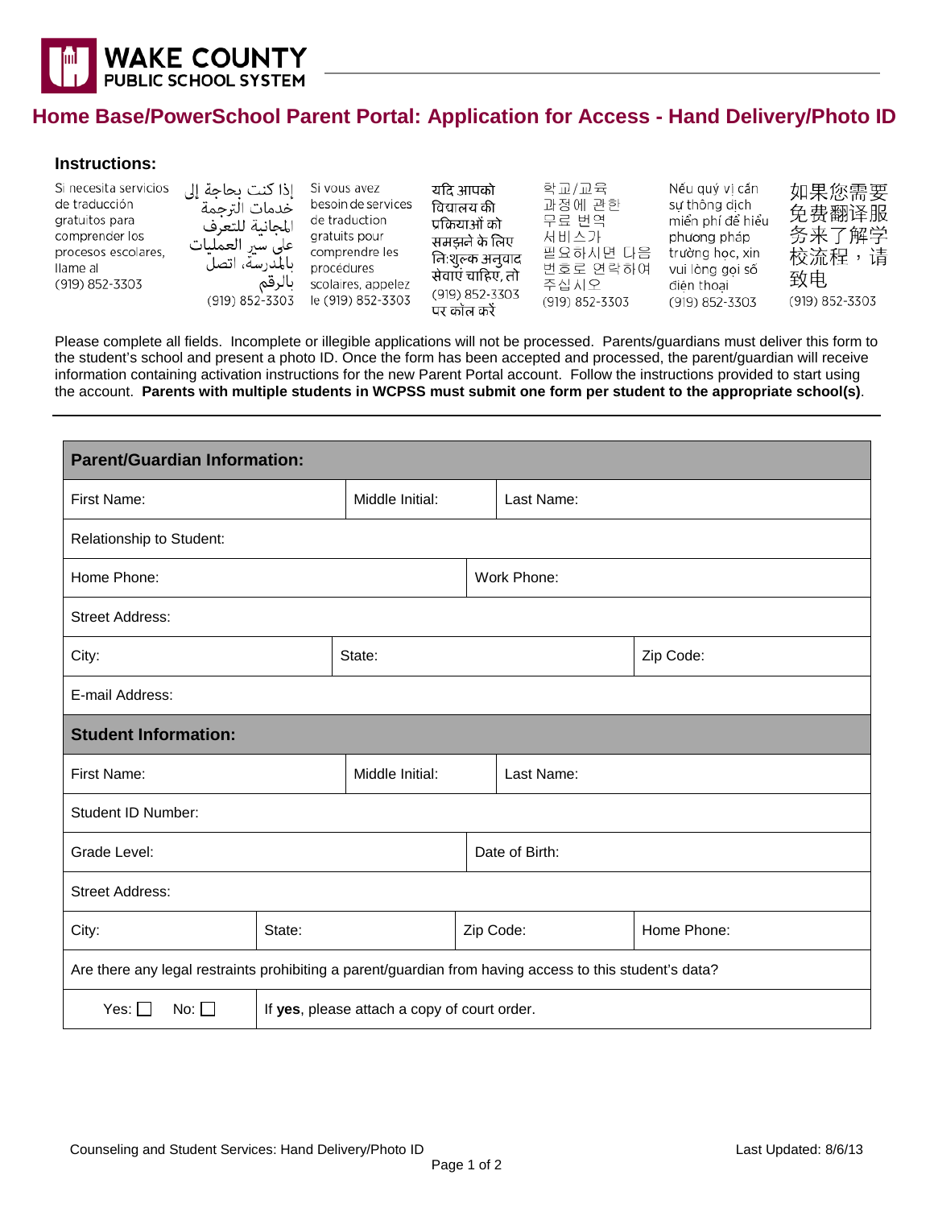WAKE COUNTY PUBLIC SCHOOL SYSTEM

# Home Base/PowerSchool Parent Portal: Application for Access - Hand Delivery/Photo ID

### Instructions:

Si necesita servicios de traducción gratuitos para comprender los procesos escolares, llame al (919) 852-3303

إذا كنت بحاجة إلى خدمات الترجمة المجانية للتعرف على سير العمليات بالمدرسة، اتصل بالرقم (919) 852-3303

Si vous avez besoin de services de traduction gratuits pour comprendre les procédures scolaires, appelez le (919) 852-3303

यदि आपको विद्यालय की प्रक्रियाओं को समझने के लिए नि:शुल्क अनुवाद सेवाएं चाहिए, तो (919) 852-3303 पर कॉल करें

학교/교육 과정에 관한 무료 번역 서비스가 필요하시면 다음 번호로 연락하여 주십시오 (919) 852-3303

Nếu quý vị cần sự thông dịch miễn phí để hiểu phương pháp trường học, xin vui lòng gọi số điện thoại (919) 852-3303

如果您需要免费翻译服务来了解学校流程，请致电 (919) 852-3303

Please complete all fields. Incomplete or illegible applications will not be processed. Parents/guardians must deliver this form to the student's school and present a photo ID. Once the form has been accepted and processed, the parent/guardian will receive information containing activation instructions for the new Parent Portal account. Follow the instructions provided to start using the account. **Parents with multiple students in WCPSS must submit one form per student to the appropriate school(s)**.

| **Parent/Guardian Information:** | | |
|---|---|---|
| First Name: | Middle Initial: | Last Name: |
| Relationship to Student: | | |
| Home Phone: | Work Phone: | |
| Street Address: | | |
| City: | State: | Zip Code: |
| E-mail Address: | | |

| **Student Information:** | | | |
|---|---|---|---|
| First Name: | Middle Initial: | Last Name: | |
| Student ID Number: | | | |
| Grade Level: | Date of Birth: | | |
| Street Address: | | | |
| City: | State: | Zip Code: | Home Phone: |
| Are there any legal restraints prohibiting a parent/guardian from having access to this student's data? | | | |
| Yes: ☐ No: ☐ | If **yes**, please attach a copy of court order. | | |

Counseling and Student Services: Hand Delivery/Photo ID

Last Updated: 8/6/13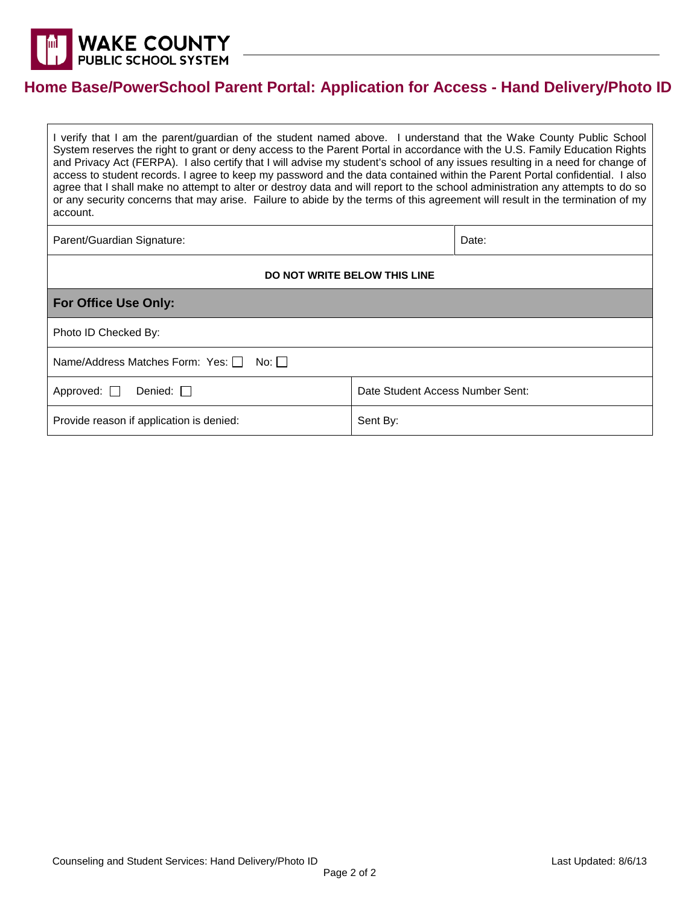WAKE COUNTY PUBLIC SCHOOL SYSTEM

## Home Base/PowerSchool Parent Portal: Application for Access - Hand Delivery/Photo ID

I verify that I am the parent/guardian of the student named above. I understand that the Wake County Public School System reserves the right to grant or deny access to the Parent Portal in accordance with the U.S. Family Education Rights and Privacy Act (FERPA). I also certify that I will advise my student's school of any issues resulting in a need for change of access to student records. I agree to keep my password and the data contained within the Parent Portal confidential. I also agree that I shall make no attempt to alter or destroy data and will report to the school administration any attempts to do so or any security concerns that may arise. Failure to abide by the terms of this agreement will result in the termination of my account.

| | |
|---|---|
| Parent/Guardian Signature: | Date: |

**DO NOT WRITE BELOW THIS LINE**

**For Office Use Only:**

| | |
|---|---|
| Photo ID Checked By: | |
| Name/Address Matches Form: Yes: ☐ No: ☐ | |
| Approved: ☐ Denied: ☐ | Date Student Access Number Sent: |
| Provide reason if application is denied: | Sent By: |

Counseling and Student Services: Hand Delivery/Photo ID — Last Updated: 8/6/13